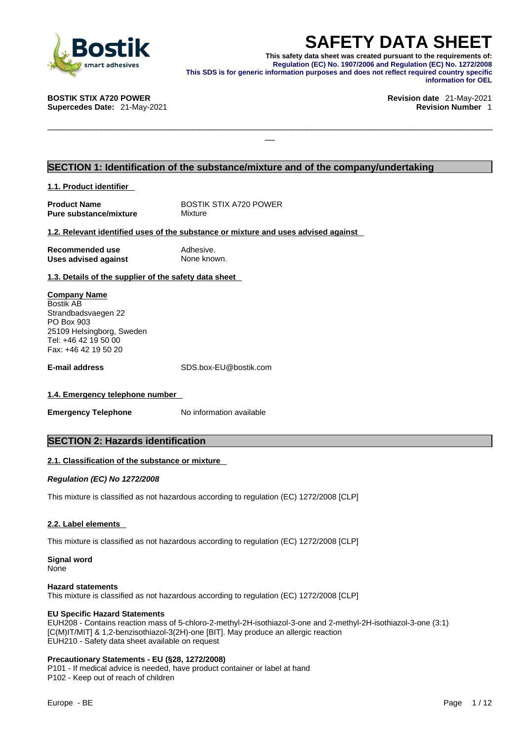# SAFETY DATA SHEET

**This safety data sheet was created pursuant to the requirements of:**
**Regulation (EC) No. 1907/2006 and Regulation (EC) No. 1272/2008**
**This SDS is for generic information purposes and does not reflect required country specific information for OEL**

**BOSTIK STIX A720 POWER**
**Supercedes Date:** 21-May-2021

**Revision date** 21-May-2021
**Revision Number** 1

## SECTION 1: Identification of the substance/mixture and of the company/undertaking

### 1.1. Product identifier

| | |
|---|---|
| **Product Name** | BOSTIK STIX A720 POWER |
| **Pure substance/mixture** | Mixture |

### 1.2. Relevant identified uses of the substance or mixture and uses advised against

| | |
|---|---|
| **Recommended use** | Adhesive. |
| **Uses advised against** | None known. |

### 1.3. Details of the supplier of the safety data sheet

**Company Name**
Bostik AB
Strandbadsvaegen 22
PO Box 903
25109 Helsingborg, Sweden
Tel: +46 42 19 50 00
Fax: +46 42 19 50 20

**E-mail address** SDS.box-EU@bostik.com

### 1.4. Emergency telephone number

**Emergency Telephone** No information available

## SECTION 2: Hazards identification

### 2.1. Classification of the substance or mixture

***Regulation (EC) No 1272/2008***

This mixture is classified as not hazardous according to regulation (EC) 1272/2008 [CLP]

### 2.2. Label elements

This mixture is classified as not hazardous according to regulation (EC) 1272/2008 [CLP]

**Signal word**
None

**Hazard statements**
This mixture is classified as not hazardous according to regulation (EC) 1272/2008 [CLP]

**EU Specific Hazard Statements**
EUH208 - Contains reaction mass of 5-chloro-2-methyl-2H-isothiazol-3-one and 2-methyl-2H-isothiazol-3-one (3:1) [C(M)IT/MIT] & 1,2-benzisothiazol-3(2H)-one [BIT]. May produce an allergic reaction
EUH210 - Safety data sheet available on request

**Precautionary Statements - EU (§28, 1272/2008)**
P101 - If medical advice is needed, have product container or label at hand
P102 - Keep out of reach of children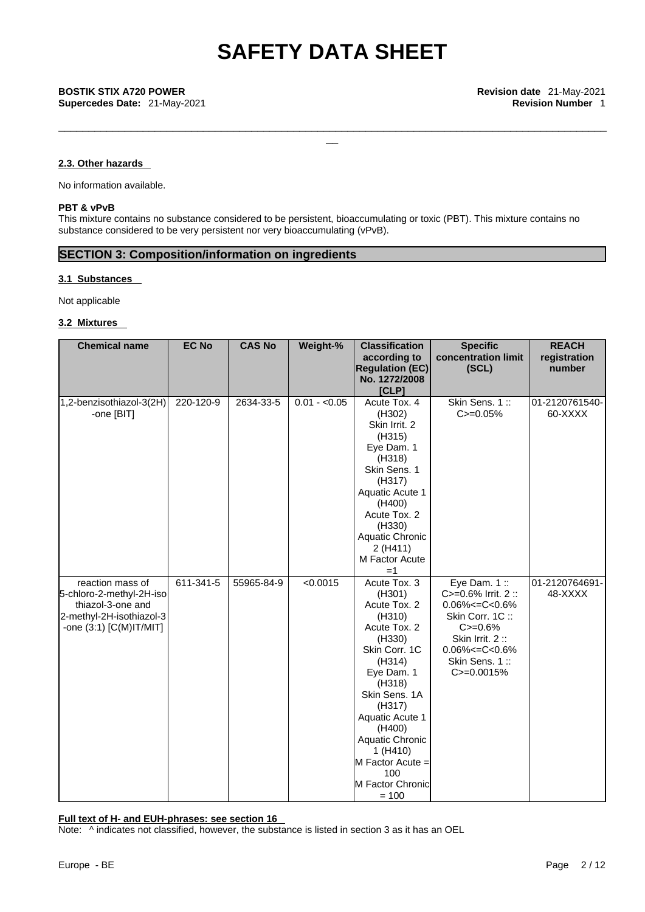### 2.3. Other hazards

No information available.

**PBT & vPvB**

This mixture contains no substance considered to be persistent, bioaccumulating or toxic (PBT). This mixture contains no substance considered to be very persistent nor very bioaccumulating (vPvB).

## SECTION 3: Composition/information on ingredients

### 3.1 Substances

Not applicable

### 3.2 Mixtures

| Chemical name | EC No | CAS No | Weight-% | Classification according to Regulation (EC) No. 1272/2008 [CLP] | Specific concentration limit (SCL) | REACH registration number |
|---|---|---|---|---|---|---|
| 1,2-benzisothiazol-3(2H)-one [BIT] | 220-120-9 | 2634-33-5 | 0.01 - <0.05 | Acute Tox. 4 (H302) Skin Irrit. 2 (H315) Eye Dam. 1 (H318) Skin Sens. 1 (H317) Aquatic Acute 1 (H400) Acute Tox. 2 (H330) Aquatic Chronic 2 (H411) M Factor Acute =1 | Skin Sens. 1 :: C>=0.05% | 01-2120761540-60-XXXX |
| reaction mass of 5-chloro-2-methyl-2H-isothiazol-3-one and 2-methyl-2H-isothiazol-3-one (3:1) [C(M)IT/MIT] | 611-341-5 | 55965-84-9 | <0.0015 | Acute Tox. 3 (H301) Acute Tox. 2 (H310) Acute Tox. 2 (H330) Skin Corr. 1C (H314) Eye Dam. 1 (H318) Skin Sens. 1A (H317) Aquatic Acute 1 (H400) Aquatic Chronic 1 (H410) M Factor Acute = 100 M Factor Chronic = 100 | Eye Dam. 1 :: C>=0.6% Irrit. 2 :: 0.06%<=C<0.6% Skin Corr. 1C :: C>=0.6% Skin Irrit. 2 :: 0.06%<=C<0.6% Skin Sens. 1 :: C>=0.0015% | 01-2120764691-48-XXXX |

**Full text of H- and EUH-phrases: see section 16**

Note: ^ indicates not classified, however, the substance is listed in section 3 as it has an OEL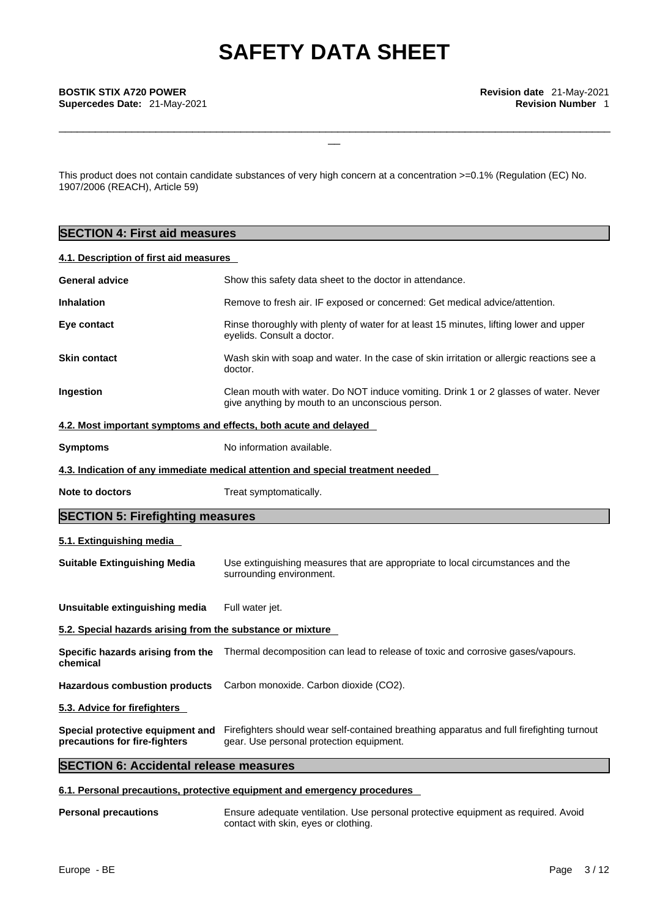This product does not contain candidate substances of very high concern at a concentration >=0.1% (Regulation (EC) No. 1907/2006 (REACH), Article 59)

## SECTION 4: First aid measures

### 4.1. Description of first aid measures

| | |
|---|---|
| **General advice** | Show this safety data sheet to the doctor in attendance. |
| **Inhalation** | Remove to fresh air. IF exposed or concerned: Get medical advice/attention. |
| **Eye contact** | Rinse thoroughly with plenty of water for at least 15 minutes, lifting lower and upper eyelids. Consult a doctor. |
| **Skin contact** | Wash skin with soap and water. In the case of skin irritation or allergic reactions see a doctor. |
| **Ingestion** | Clean mouth with water. Do NOT induce vomiting. Drink 1 or 2 glasses of water. Never give anything by mouth to an unconscious person. |

### 4.2. Most important symptoms and effects, both acute and delayed

| | |
|---|---|
| **Symptoms** | No information available. |

### 4.3. Indication of any immediate medical attention and special treatment needed

| | |
|---|---|
| **Note to doctors** | Treat symptomatically. |

## SECTION 5: Firefighting measures

### 5.1. Extinguishing media

| | |
|---|---|
| **Suitable Extinguishing Media** | Use extinguishing measures that are appropriate to local circumstances and the surrounding environment. |
| **Unsuitable extinguishing media** | Full water jet. |

### 5.2. Special hazards arising from the substance or mixture

| | |
|---|---|
| **Specific hazards arising from the chemical** | Thermal decomposition can lead to release of toxic and corrosive gases/vapours. |
| **Hazardous combustion products** | Carbon monoxide. Carbon dioxide ($CO_2$). |

### 5.3. Advice for firefighters

| | |
|---|---|
| **Special protective equipment and precautions for fire-fighters** | Firefighters should wear self-contained breathing apparatus and full firefighting turnout gear. Use personal protection equipment. |

## SECTION 6: Accidental release measures

### 6.1. Personal precautions, protective equipment and emergency procedures

| | |
|---|---|
| **Personal precautions** | Ensure adequate ventilation. Use personal protective equipment as required. Avoid contact with skin, eyes or clothing. |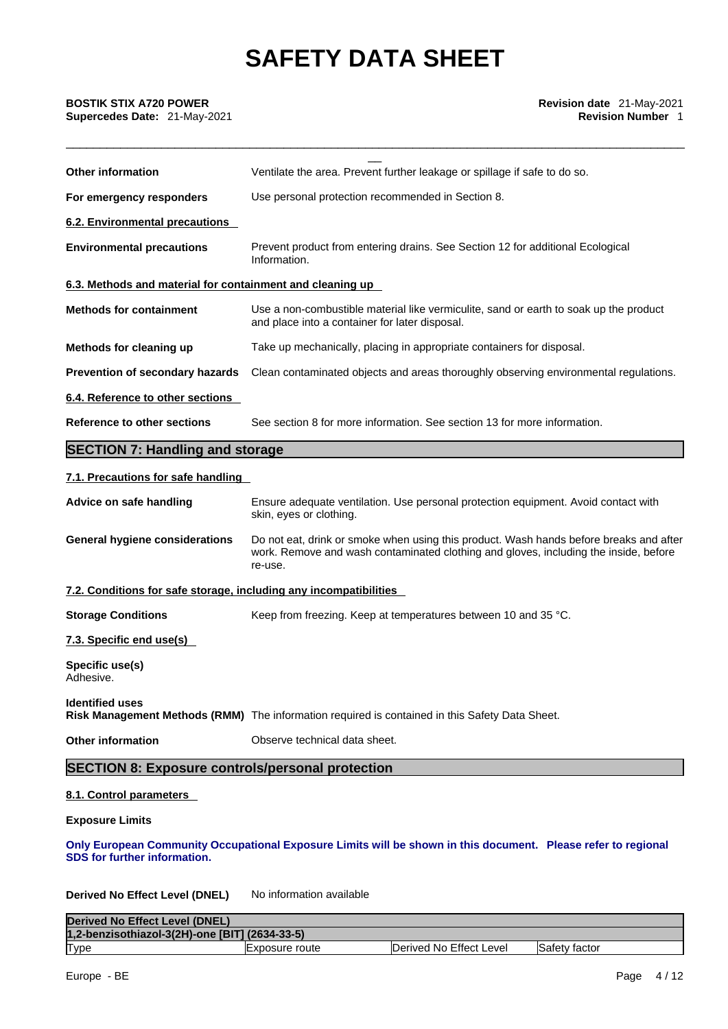**Other information** Ventilate the area. Prevent further leakage or spillage if safe to do so.

**For emergency responders** Use personal protection recommended in Section 8.

**6.2. Environmental precautions**

**Environmental precautions** Prevent product from entering drains. See Section 12 for additional Ecological Information.

**6.3. Methods and material for containment and cleaning up**

**Methods for containment** Use a non-combustible material like vermiculite, sand or earth to soak up the product and place into a container for later disposal.

**Methods for cleaning up** Take up mechanically, placing in appropriate containers for disposal.

**Prevention of secondary hazards** Clean contaminated objects and areas thoroughly observing environmental regulations.

**6.4. Reference to other sections**

**Reference to other sections** See section 8 for more information. See section 13 for more information.

## SECTION 7: Handling and storage

**7.1. Precautions for safe handling**

**Advice on safe handling** Ensure adequate ventilation. Use personal protection equipment. Avoid contact with skin, eyes or clothing.

**General hygiene considerations** Do not eat, drink or smoke when using this product. Wash hands before breaks and after work. Remove and wash contaminated clothing and gloves, including the inside, before re-use.

**7.2. Conditions for safe storage, including any incompatibilities**

**Storage Conditions** Keep from freezing. Keep at temperatures between 10 and 35 °C.

**7.3. Specific end use(s)**

**Specific use(s)**
Adhesive.

**Identified uses**
**Risk Management Methods (RMM)** The information required is contained in this Safety Data Sheet.

**Other information** Observe technical data sheet.

## SECTION 8: Exposure controls/personal protection

**8.1. Control parameters**

**Exposure Limits**

**Only European Community Occupational Exposure Limits will be shown in this document. Please refer to regional SDS for further information.**

**Derived No Effect Level (DNEL)** No information available

| Derived No Effect Level (DNEL) | | | |
|---|---|---|---|
| 1,2-benzisothiazol-3(2H)-one [BIT] (2634-33-5) | | | |
| Type | Exposure route | Derived No Effect Level | Safety factor |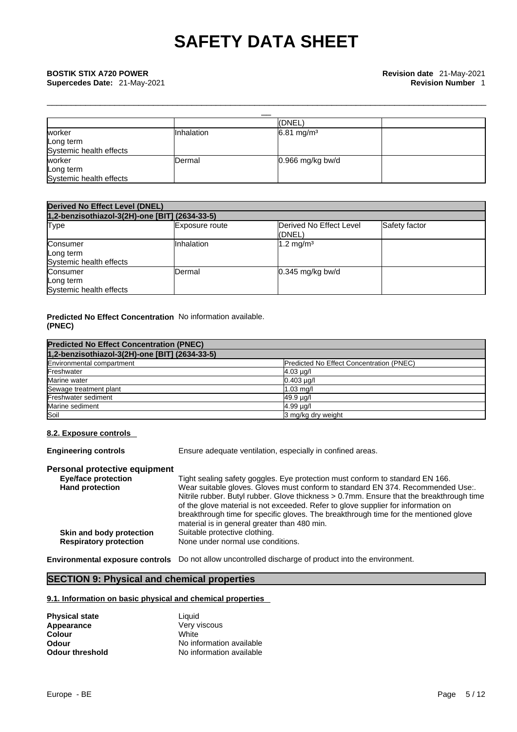| | | (DNEL) | |
|---|---|---|---|
| worker<br>Long term<br>Systemic health effects | Inhalation | 6.81 mg/m³ | |
| worker<br>Long term<br>Systemic health effects | Dermal | 0.966 mg/kg bw/d | |

| Derived No Effect Level (DNEL) | | | |
|---|---|---|---|
| 1,2-benzisothiazol-3(2H)-one [BIT] (2634-33-5) | | | |
| Type | Exposure route | Derived No Effect Level (DNEL) | Safety factor |
| Consumer<br>Long term<br>Systemic health effects | Inhalation | 1.2 mg/m³ | |
| Consumer<br>Long term<br>Systemic health effects | Dermal | 0.345 mg/kg bw/d | |

**Predicted No Effect Concentration (PNEC)** No information available.

| Predicted No Effect Concentration (PNEC) | |
|---|---|
| 1,2-benzisothiazol-3(2H)-one [BIT] (2634-33-5) | |
| Environmental compartment | Predicted No Effect Concentration (PNEC) |
| Freshwater | 4.03 µg/l |
| Marine water | 0.403 µg/l |
| Sewage treatment plant | 1.03 mg/l |
| Freshwater sediment | 49.9 µg/l |
| Marine sediment | 4.99 µg/l |
| Soil | 3 mg/kg dry weight |

### 8.2. Exposure controls

**Engineering controls** Ensure adequate ventilation, especially in confined areas.

**Personal protective equipment**

**Eye/face protection** Tight sealing safety goggles. Eye protection must conform to standard EN 166.

**Hand protection** Wear suitable gloves. Gloves must conform to standard EN 374. Recommended Use:. Nitrile rubber. Butyl rubber. Glove thickness > 0.7mm. Ensure that the breakthrough time of the glove material is not exceeded. Refer to glove supplier for information on breakthrough time for specific gloves. The breakthrough time for the mentioned glove material is in general greater than 480 min.

**Skin and body protection** Suitable protective clothing.

**Respiratory protection** None under normal use conditions.

**Environmental exposure controls** Do not allow uncontrolled discharge of product into the environment.

## SECTION 9: Physical and chemical properties

### 9.1. Information on basic physical and chemical properties

**Physical state** Liquid
**Appearance** Very viscous
**Colour** White
**Odour** No information available
**Odour threshold** No information available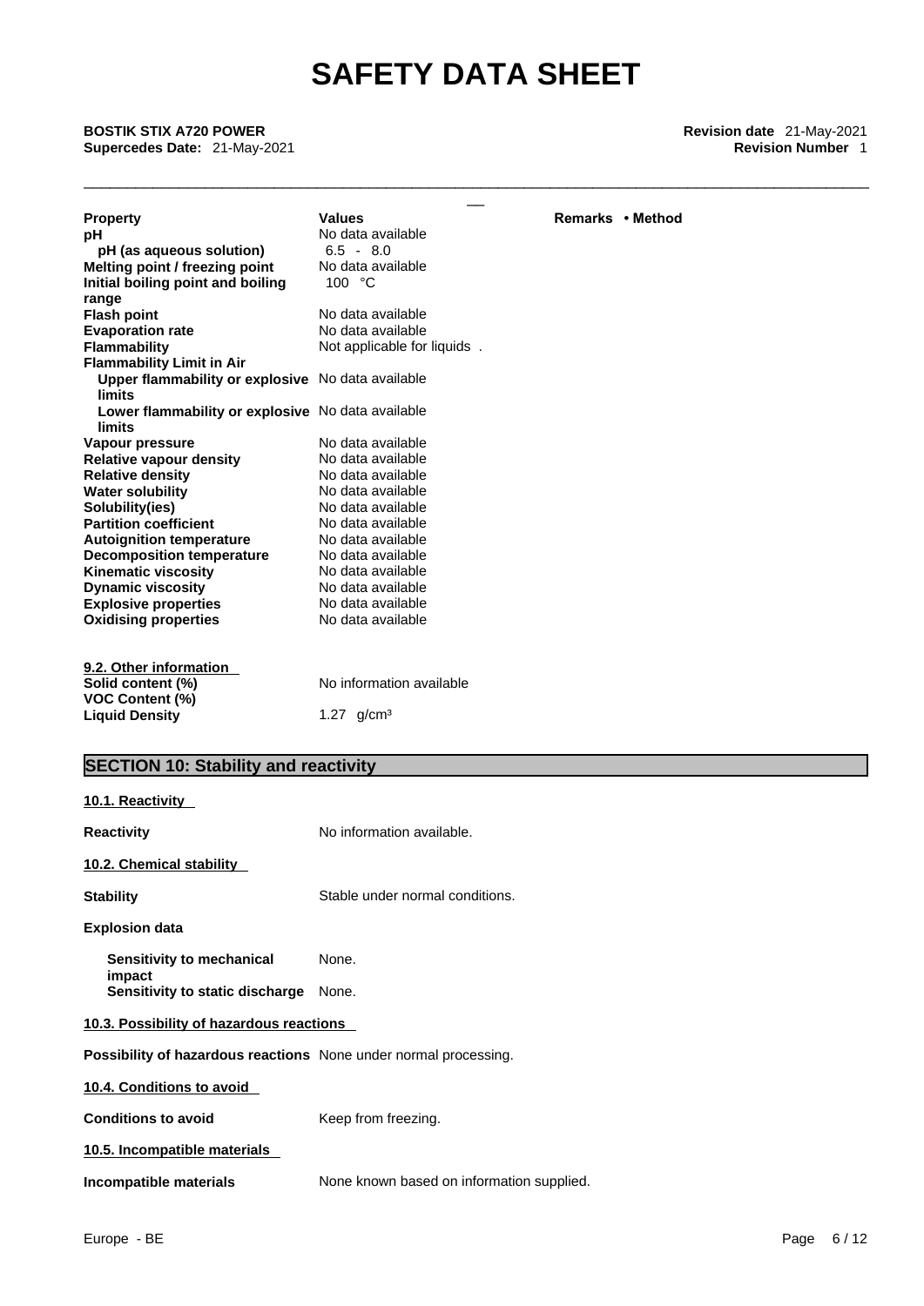| Property | Values | Remarks • Method |
|---|---|---|
| **pH** | No data available | |
| **pH (as aqueous solution)** | 6.5 - 8.0 | |
| **Melting point / freezing point** | No data available | |
| **Initial boiling point and boiling range** | 100 °C | |
| **Flash point** | No data available | |
| **Evaporation rate** | No data available | |
| **Flammability** | Not applicable for liquids . | |
| **Flammability Limit in Air** | | |
| **Upper flammability or explosive limits** | No data available | |
| **Lower flammability or explosive limits** | No data available | |
| **Vapour pressure** | No data available | |
| **Relative vapour density** | No data available | |
| **Relative density** | No data available | |
| **Water solubility** | No data available | |
| **Solubility(ies)** | No data available | |
| **Partition coefficient** | No data available | |
| **Autoignition temperature** | No data available | |
| **Decomposition temperature** | No data available | |
| **Kinematic viscosity** | No data available | |
| **Dynamic viscosity** | No data available | |
| **Explosive properties** | No data available | |
| **Oxidising properties** | No data available | |

**9.2. Other information**

| | |
|---|---|
| **Solid content (%)** | No information available |
| **VOC Content (%)** | |
| **Liquid Density** | 1.27 g/cm³ |

## SECTION 10: Stability and reactivity

**10.1. Reactivity**

**Reactivity** No information available.

**10.2. Chemical stability**

**Stability** Stable under normal conditions.

**Explosion data**

**Sensitivity to mechanical impact** None.
**Sensitivity to static discharge** None.

**10.3. Possibility of hazardous reactions**

**Possibility of hazardous reactions** None under normal processing.

**10.4. Conditions to avoid**

**Conditions to avoid** Keep from freezing.

**10.5. Incompatible materials**

**Incompatible materials** None known based on information supplied.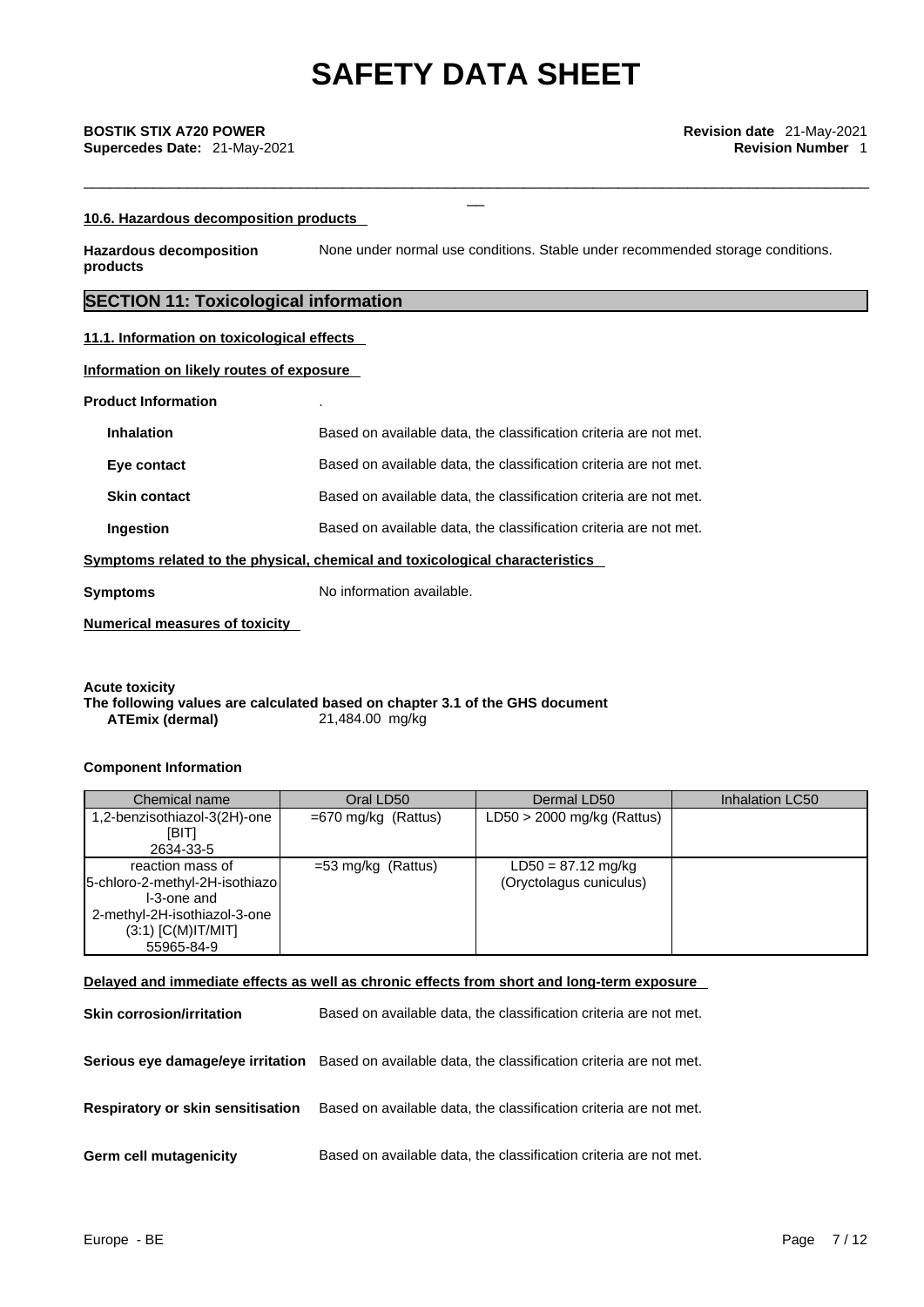#### 10.6. Hazardous decomposition products

**Hazardous decomposition products** None under normal use conditions. Stable under recommended storage conditions.

## SECTION 11: Toxicological information

#### 11.1. Information on toxicological effects

#### Information on likely routes of exposure

**Product Information** .

**Inhalation** Based on available data, the classification criteria are not met.

**Eye contact** Based on available data, the classification criteria are not met.

**Skin contact** Based on available data, the classification criteria are not met.

**Ingestion** Based on available data, the classification criteria are not met.

#### Symptoms related to the physical, chemical and toxicological characteristics

**Symptoms** No information available.

#### Numerical measures of toxicity

**Acute toxicity**
**The following values are calculated based on chapter 3.1 of the GHS document**
**ATEmix (dermal)** 21,484.00 mg/kg

**Component Information**

| Chemical name | Oral LD50 | Dermal LD50 | Inhalation LC50 |
|---|---|---|---|
| 1,2-benzisothiazol-3(2H)-one [BIT] 2634-33-5 | =670 mg/kg (Rattus) | LD50 > 2000 mg/kg (Rattus) | |
| reaction mass of 5-chloro-2-methyl-2H-isothiazol-3-one and 2-methyl-2H-isothiazol-3-one (3:1) [C(M)IT/MIT] 55965-84-9 | =53 mg/kg (Rattus) | LD50 = 87.12 mg/kg (Oryctolagus cuniculus) | |

#### Delayed and immediate effects as well as chronic effects from short and long-term exposure

**Skin corrosion/irritation** Based on available data, the classification criteria are not met.

**Serious eye damage/eye irritation** Based on available data, the classification criteria are not met.

**Respiratory or skin sensitisation** Based on available data, the classification criteria are not met.

**Germ cell mutagenicity** Based on available data, the classification criteria are not met.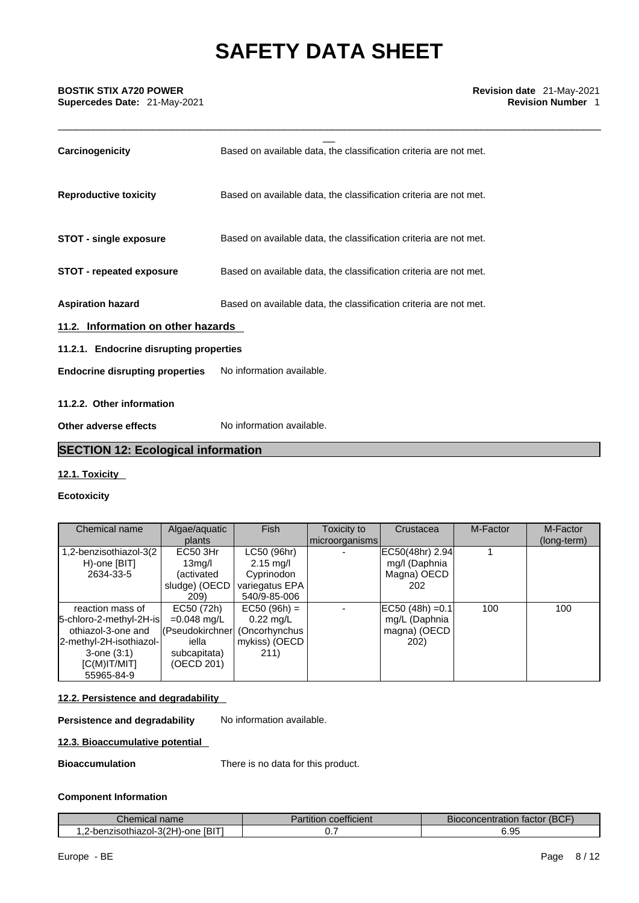**Carcinogenicity** Based on available data, the classification criteria are not met.

**Reproductive toxicity** Based on available data, the classification criteria are not met.

**STOT - single exposure** Based on available data, the classification criteria are not met.

**STOT - repeated exposure** Based on available data, the classification criteria are not met.

**Aspiration hazard** Based on available data, the classification criteria are not met.

### 11.2. Information on other hazards

#### 11.2.1. Endocrine disrupting properties

**Endocrine disrupting properties** No information available.

#### 11.2.2. Other information

**Other adverse effects** No information available.

## SECTION 12: Ecological information

### 12.1. Toxicity

**Ecotoxicity**

| Chemical name | Algae/aquatic plants | Fish | Toxicity to microorganisms | Crustacea | M-Factor | M-Factor (long-term) |
|---|---|---|---|---|---|---|
| 1,2-benzisothiazol-3(2H)-one [BIT] 2634-33-5 | EC50 3Hr 13mg/l (activated sludge) (OECD 209) | LC50 (96hr) 2.15 mg/l Cyprinodon variegatus EPA 540/9-85-006 | - | EC50(48hr) 2.94 mg/l (Daphnia Magna) OECD 202 | 1 | |
| reaction mass of 5-chloro-2-methyl-2H-isothiazol-3-one and 2-methyl-2H-isothiazol-3-one (3:1) [C(M)IT/MIT] 55965-84-9 | EC50 (72h) =0.048 mg/L (Pseudokirchneriella subcapitata) (OECD 201) | EC50 (96h) = 0.22 mg/L (Oncorhynchus mykiss) (OECD 211) | - | EC50 (48h) =0.1 mg/L (Daphnia magna) (OECD 202) | 100 | 100 |

### 12.2. Persistence and degradability

**Persistence and degradability** No information available.

### 12.3. Bioaccumulative potential

**Bioaccumulation** There is no data for this product.

**Component Information**

| Chemical name | Partition coefficient | Bioconcentration factor (BCF) |
|---|---|---|
| 1,2-benzisothiazol-3(2H)-one [BIT] | 0.7 | 6.95 |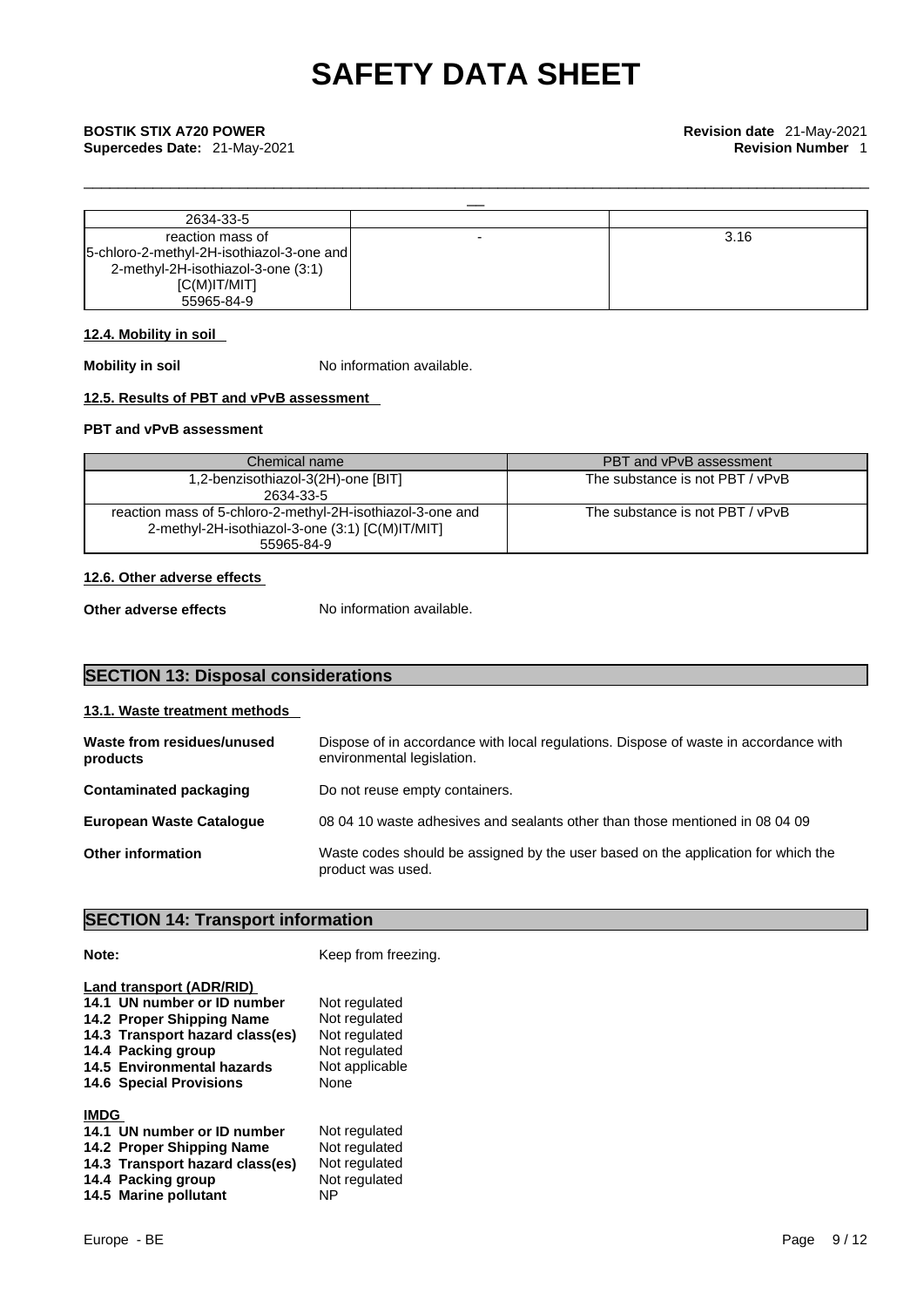| | | |
|---|---|---|
| 2634-33-5 | | |
| reaction mass of 5-chloro-2-methyl-2H-isothiazol-3-one and 2-methyl-2H-isothiazol-3-one (3:1) [C(M)IT/MIT] 55965-84-9 | - | 3.16 |

### 12.4. Mobility in soil

**Mobility in soil** No information available.

### 12.5. Results of PBT and vPvB assessment

**PBT and vPvB assessment**

| Chemical name | PBT and vPvB assessment |
|---|---|
| 1,2-benzisothiazol-3(2H)-one [BIT] 2634-33-5 | The substance is not PBT / vPvB |
| reaction mass of 5-chloro-2-methyl-2H-isothiazol-3-one and 2-methyl-2H-isothiazol-3-one (3:1) [C(M)IT/MIT] 55965-84-9 | The substance is not PBT / vPvB |

### 12.6. Other adverse effects

**Other adverse effects** No information available.

## SECTION 13: Disposal considerations

### 13.1. Waste treatment methods

**Waste from residues/unused products** Dispose of in accordance with local regulations. Dispose of waste in accordance with environmental legislation.

**Contaminated packaging** Do not reuse empty containers.

**European Waste Catalogue** 08 04 10 waste adhesives and sealants other than those mentioned in 08 04 09

**Other information** Waste codes should be assigned by the user based on the application for which the product was used.

## SECTION 14: Transport information

**Note:** Keep from freezing.

**Land transport (ADR/RID)**

**14.1 UN number or ID number** Not regulated
**14.2 Proper Shipping Name** Not regulated
**14.3 Transport hazard class(es)** Not regulated
**14.4 Packing group** Not regulated
**14.5 Environmental hazards** Not applicable
**14.6 Special Provisions** None

**IMDG**

**14.1 UN number or ID number** Not regulated
**14.2 Proper Shipping Name** Not regulated
**14.3 Transport hazard class(es)** Not regulated
**14.4 Packing group** Not regulated
**14.5 Marine pollutant** NP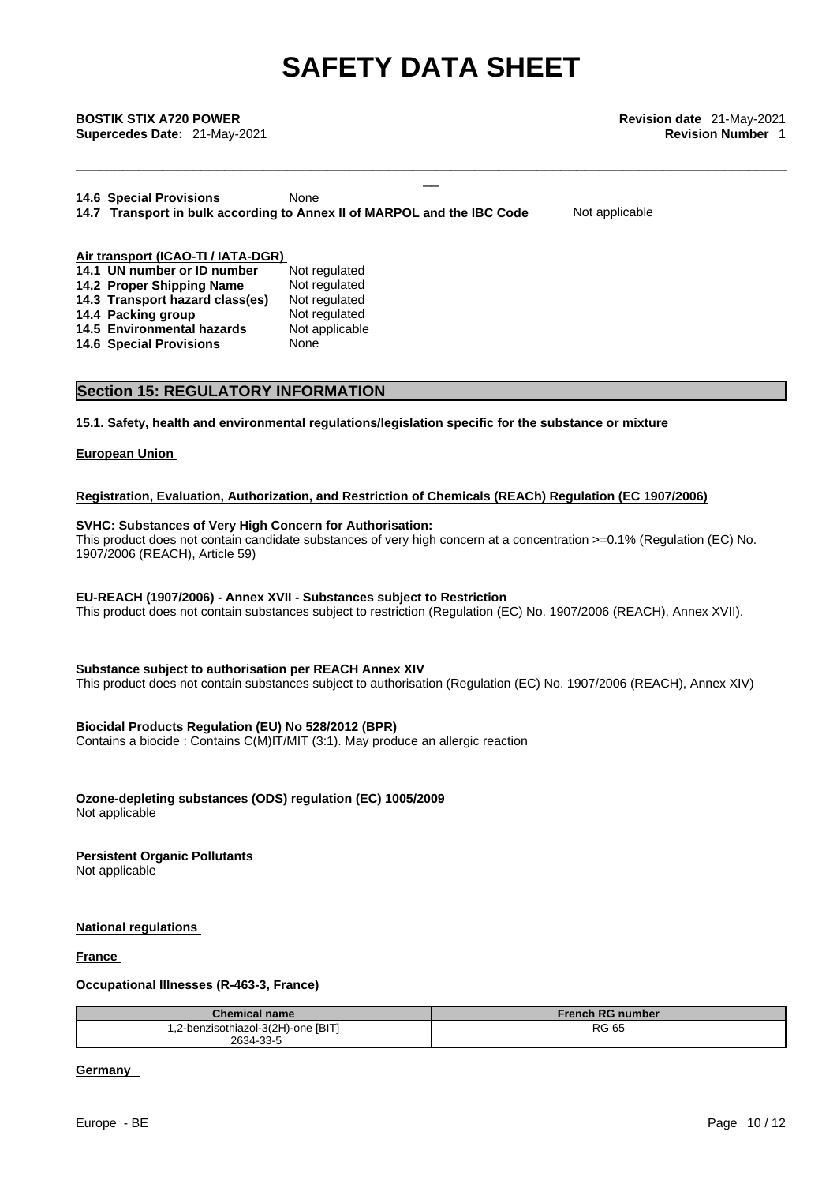**14.6 Special Provisions** None
**14.7 Transport in bulk according to Annex II of MARPOL and the IBC Code** Not applicable

**Air transport (ICAO-TI / IATA-DGR)**

| | |
|---|---|
| **14.1 UN number or ID number** | Not regulated |
| **14.2 Proper Shipping Name** | Not regulated |
| **14.3 Transport hazard class(es)** | Not regulated |
| **14.4 Packing group** | Not regulated |
| **14.5 Environmental hazards** | Not applicable |
| **14.6 Special Provisions** | None |

## Section 15: REGULATORY INFORMATION

**15.1. Safety, health and environmental regulations/legislation specific for the substance or mixture**

**European Union**

**Registration, Evaluation, Authorization, and Restriction of Chemicals (REACh) Regulation (EC 1907/2006)**

**SVHC: Substances of Very High Concern for Authorisation:**
This product does not contain candidate substances of very high concern at a concentration >=0.1% (Regulation (EC) No. 1907/2006 (REACH), Article 59)

**EU-REACH (1907/2006) - Annex XVII - Substances subject to Restriction**
This product does not contain substances subject to restriction (Regulation (EC) No. 1907/2006 (REACH), Annex XVII).

**Substance subject to authorisation per REACH Annex XIV**
This product does not contain substances subject to authorisation (Regulation (EC) No. 1907/2006 (REACH), Annex XIV)

**Biocidal Products Regulation (EU) No 528/2012 (BPR)**
Contains a biocide : Contains C(M)IT/MIT (3:1). May produce an allergic reaction

**Ozone-depleting substances (ODS) regulation (EC) 1005/2009**
Not applicable

**Persistent Organic Pollutants**
Not applicable

**National regulations**

**France**

**Occupational Illnesses (R-463-3, France)**

| Chemical name | French RG number |
|---|---|
| 1,2-benzisothiazol-3(2H)-one [BIT] 2634-33-5 | RG 65 |

**Germany**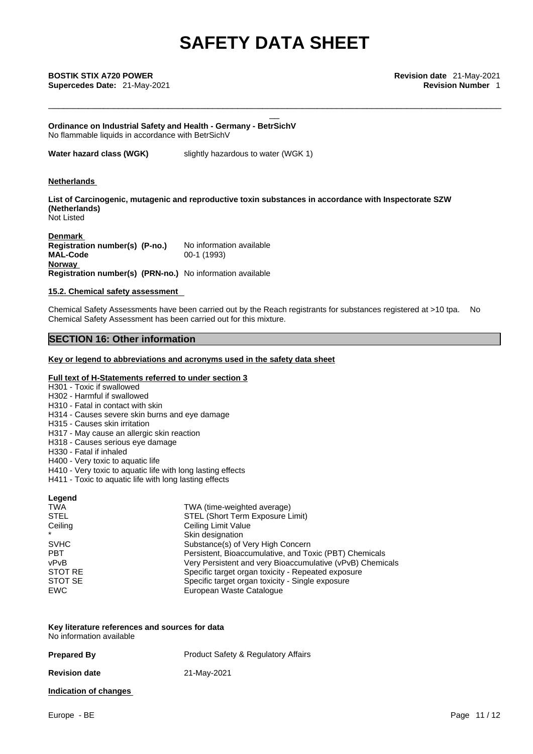**Ordinance on Industrial Safety and Health - Germany - BetrSichV**
No flammable liquids in accordance with BetrSichV

**Water hazard class (WGK)** slightly hazardous to water (WGK 1)

**Netherlands**

**List of Carcinogenic, mutagenic and reproductive toxin substances in accordance with Inspectorate SZW (Netherlands)**
Not Listed

**Denmark**

| | |
|---|---|
| **Registration number(s) (P-no.)** | No information available |
| **MAL-Code** | 00-1 (1993) |

**Norway**

| | |
|---|---|
| **Registration number(s) (PRN-no.)** | No information available |

**15.2. Chemical safety assessment**

Chemical Safety Assessments have been carried out by the Reach registrants for substances registered at >10 tpa. No Chemical Safety Assessment has been carried out for this mixture.

## SECTION 16: Other information

**Key or legend to abbreviations and acronyms used in the safety data sheet**

**Full text of H-Statements referred to under section 3**

H301 - Toxic if swallowed
H302 - Harmful if swallowed
H310 - Fatal in contact with skin
H314 - Causes severe skin burns and eye damage
H315 - Causes skin irritation
H317 - May cause an allergic skin reaction
H318 - Causes serious eye damage
H330 - Fatal if inhaled
H400 - Very toxic to aquatic life
H410 - Very toxic to aquatic life with long lasting effects
H411 - Toxic to aquatic life with long lasting effects

**Legend**

| | |
|---|---|
| TWA | TWA (time-weighted average) |
| STEL | STEL (Short Term Exposure Limit) |
| Ceiling | Ceiling Limit Value |
| * | Skin designation |
| SVHC | Substance(s) of Very High Concern |
| PBT | Persistent, Bioaccumulative, and Toxic (PBT) Chemicals |
| vPvB | Very Persistent and very Bioaccumulative (vPvB) Chemicals |
| STOT RE | Specific target organ toxicity - Repeated exposure |
| STOT SE | Specific target organ toxicity - Single exposure |
| EWC | European Waste Catalogue |

**Key literature references and sources for data**
No information available

| | |
|---|---|
| **Prepared By** | Product Safety & Regulatory Affairs |
| **Revision date** | 21-May-2021 |

**Indication of changes**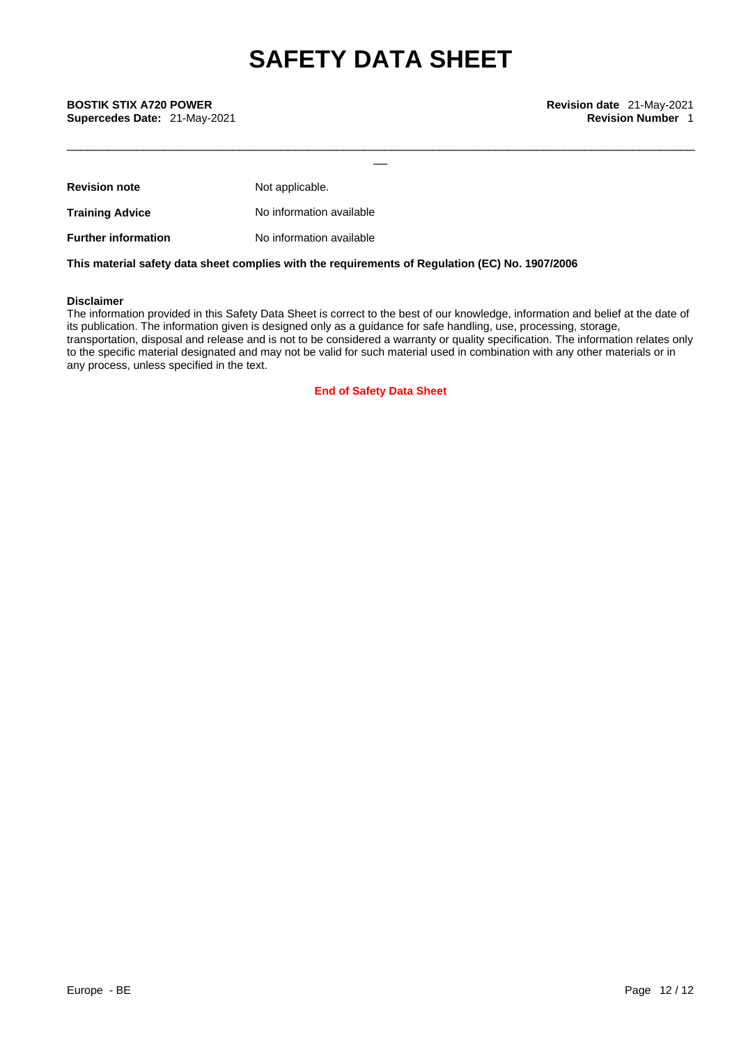| | |
|---|---|
| **Revision note** | Not applicable. |
| **Training Advice** | No information available |
| **Further information** | No information available |

**This material safety data sheet complies with the requirements of Regulation (EC) No. 1907/2006**

**Disclaimer**
The information provided in this Safety Data Sheet is correct to the best of our knowledge, information and belief at the date of its publication. The information given is designed only as a guidance for safe handling, use, processing, storage, transportation, disposal and release and is not to be considered a warranty or quality specification. The information relates only to the specific material designated and may not be valid for such material used in combination with any other materials or in any process, unless specified in the text.

**End of Safety Data Sheet**